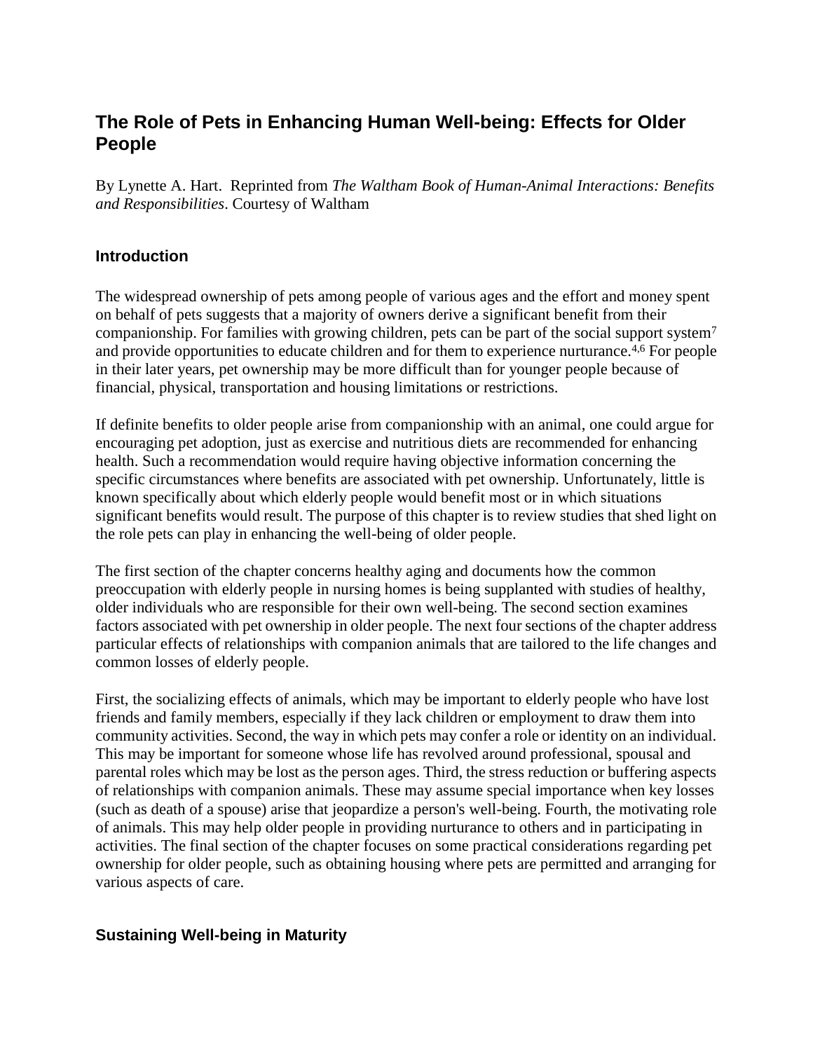# The Role of Pets in Enhancing Human Well-being: Effects for Older People

By Lynette A. Hart. Reprinted from *The Waltham Book of Human-Animal Interactions: Benefits and Responsibilities*. Courtesy of Waltham

## Introduction

The widespread ownership of pets among people of various ages and the effort and money spent on behalf of pets suggests that a majority of owners derive a significant benefit from their companionship. For families with growing children, pets can be part of the social support system[7] and provide opportunities to educate children and for them to experience nurturance.[4,6] For people in their later years, pet ownership may be more difficult than for younger people because of financial, physical, transportation and housing limitations or restrictions.

If definite benefits to older people arise from companionship with an animal, one could argue for encouraging pet adoption, just as exercise and nutritious diets are recommended for enhancing health. Such a recommendation would require having objective information concerning the specific circumstances where benefits are associated with pet ownership. Unfortunately, little is known specifically about which elderly people would benefit most or in which situations significant benefits would result. The purpose of this chapter is to review studies that shed light on the role pets can play in enhancing the well-being of older people.

The first section of the chapter concerns healthy aging and documents how the common preoccupation with elderly people in nursing homes is being supplanted with studies of healthy, older individuals who are responsible for their own well-being. The second section examines factors associated with pet ownership in older people. The next four sections of the chapter address particular effects of relationships with companion animals that are tailored to the life changes and common losses of elderly people.

First, the socializing effects of animals, which may be important to elderly people who have lost friends and family members, especially if they lack children or employment to draw them into community activities. Second, the way in which pets may confer a role or identity on an individual. This may be important for someone whose life has revolved around professional, spousal and parental roles which may be lost as the person ages. Third, the stress reduction or buffering aspects of relationships with companion animals. These may assume special importance when key losses (such as death of a spouse) arise that jeopardize a person's well-being. Fourth, the motivating role of animals. This may help older people in providing nurturance to others and in participating in activities. The final section of the chapter focuses on some practical considerations regarding pet ownership for older people, such as obtaining housing where pets are permitted and arranging for various aspects of care.

## Sustaining Well-being in Maturity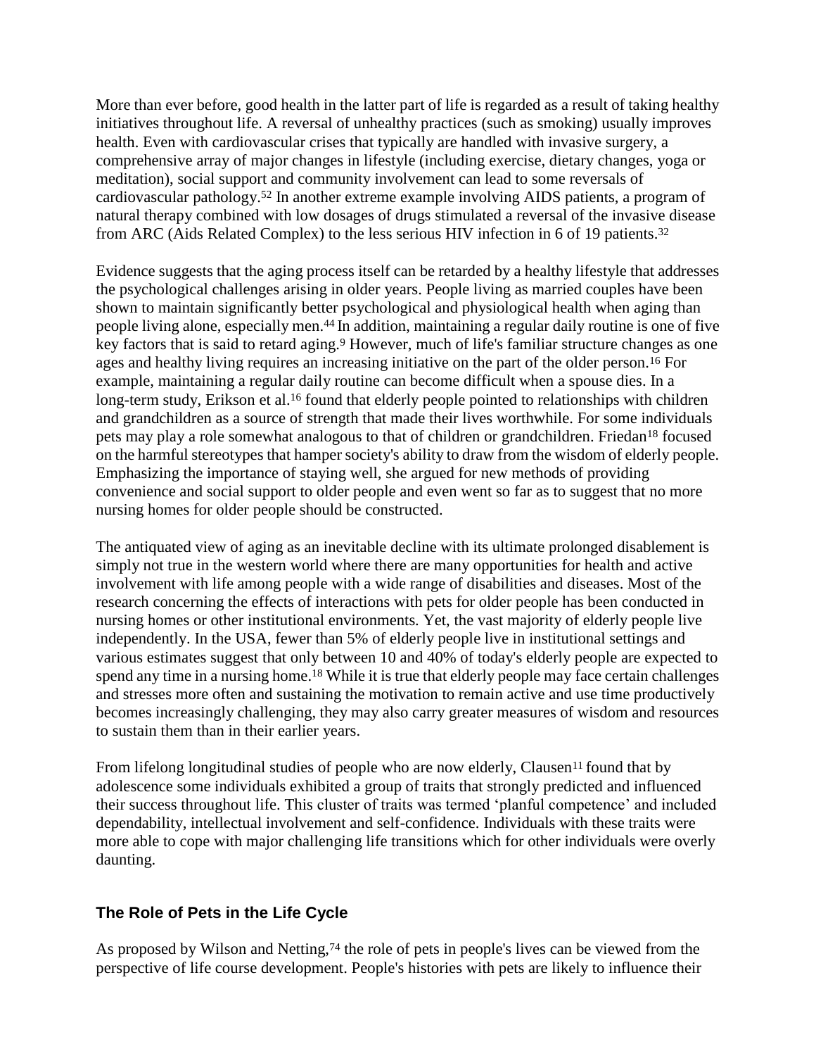More than ever before, good health in the latter part of life is regarded as a result of taking healthy initiatives throughout life. A reversal of unhealthy practices (such as smoking) usually improves health. Even with cardiovascular crises that typically are handled with invasive surgery, a comprehensive array of major changes in lifestyle (including exercise, dietary changes, yoga or meditation), social support and community involvement can lead to some reversals of cardiovascular pathology.[52] In another extreme example involving AIDS patients, a program of natural therapy combined with low dosages of drugs stimulated a reversal of the invasive disease from ARC (Aids Related Complex) to the less serious HIV infection in 6 of 19 patients.[32]

Evidence suggests that the aging process itself can be retarded by a healthy lifestyle that addresses the psychological challenges arising in older years. People living as married couples have been shown to maintain significantly better psychological and physiological health when aging than people living alone, especially men.[44] In addition, maintaining a regular daily routine is one of five key factors that is said to retard aging.[9] However, much of life's familiar structure changes as one ages and healthy living requires an increasing initiative on the part of the older person.[16] For example, maintaining a regular daily routine can become difficult when a spouse dies. In a long-term study, Erikson et al.[16] found that elderly people pointed to relationships with children and grandchildren as a source of strength that made their lives worthwhile. For some individuals pets may play a role somewhat analogous to that of children or grandchildren. Friedan[18] focused on the harmful stereotypes that hamper society's ability to draw from the wisdom of elderly people. Emphasizing the importance of staying well, she argued for new methods of providing convenience and social support to older people and even went so far as to suggest that no more nursing homes for older people should be constructed.

The antiquated view of aging as an inevitable decline with its ultimate prolonged disablement is simply not true in the western world where there are many opportunities for health and active involvement with life among people with a wide range of disabilities and diseases. Most of the research concerning the effects of interactions with pets for older people has been conducted in nursing homes or other institutional environments. Yet, the vast majority of elderly people live independently. In the USA, fewer than 5% of elderly people live in institutional settings and various estimates suggest that only between 10 and 40% of today's elderly people are expected to spend any time in a nursing home.[18] While it is true that elderly people may face certain challenges and stresses more often and sustaining the motivation to remain active and use time productively becomes increasingly challenging, they may also carry greater measures of wisdom and resources to sustain them than in their earlier years.

From lifelong longitudinal studies of people who are now elderly, Clausen[11] found that by adolescence some individuals exhibited a group of traits that strongly predicted and influenced their success throughout life. This cluster of traits was termed 'planful competence' and included dependability, intellectual involvement and self-confidence. Individuals with these traits were more able to cope with major challenging life transitions which for other individuals were overly daunting.

## The Role of Pets in the Life Cycle

As proposed by Wilson and Netting,[74] the role of pets in people's lives can be viewed from the perspective of life course development. People's histories with pets are likely to influence their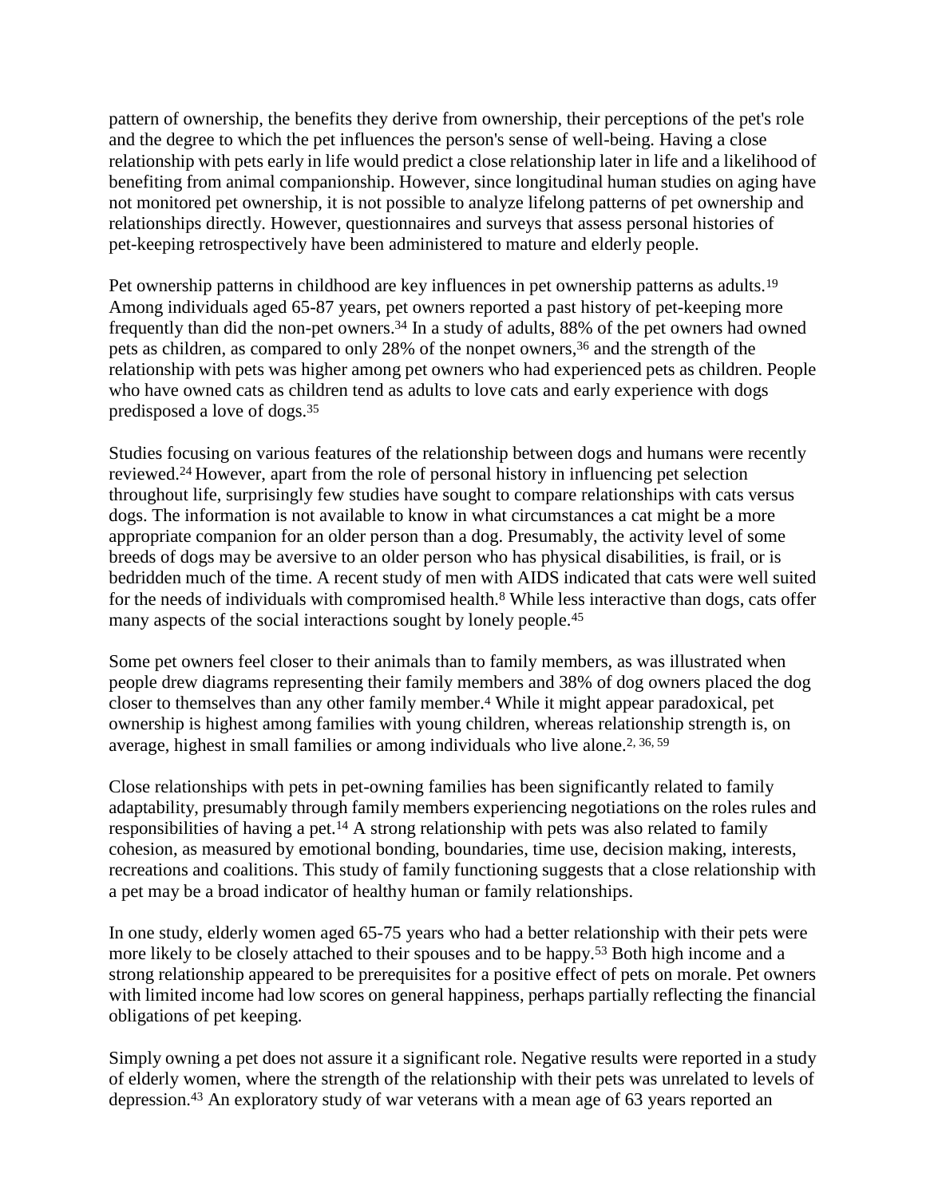pattern of ownership, the benefits they derive from ownership, their perceptions of the pet's role and the degree to which the pet influences the person's sense of well-being. Having a close relationship with pets early in life would predict a close relationship later in life and a likelihood of benefiting from animal companionship. However, since longitudinal human studies on aging have not monitored pet ownership, it is not possible to analyze lifelong patterns of pet ownership and relationships directly. However, questionnaires and surveys that assess personal histories of pet-keeping retrospectively have been administered to mature and elderly people.

Pet ownership patterns in childhood are key influences in pet ownership patterns as adults.[19] Among individuals aged 65-87 years, pet owners reported a past history of pet-keeping more frequently than did the non-pet owners.[34] In a study of adults, 88% of the pet owners had owned pets as children, as compared to only 28% of the nonpet owners,[36] and the strength of the relationship with pets was higher among pet owners who had experienced pets as children. People who have owned cats as children tend as adults to love cats and early experience with dogs predisposed a love of dogs.[35]

Studies focusing on various features of the relationship between dogs and humans were recently reviewed.[24] However, apart from the role of personal history in influencing pet selection throughout life, surprisingly few studies have sought to compare relationships with cats versus dogs. The information is not available to know in what circumstances a cat might be a more appropriate companion for an older person than a dog. Presumably, the activity level of some breeds of dogs may be aversive to an older person who has physical disabilities, is frail, or is bedridden much of the time. A recent study of men with AIDS indicated that cats were well suited for the needs of individuals with compromised health.[8] While less interactive than dogs, cats offer many aspects of the social interactions sought by lonely people.[45]

Some pet owners feel closer to their animals than to family members, as was illustrated when people drew diagrams representing their family members and 38% of dog owners placed the dog closer to themselves than any other family member.[4] While it might appear paradoxical, pet ownership is highest among families with young children, whereas relationship strength is, on average, highest in small families or among individuals who live alone.[2, 36, 59]

Close relationships with pets in pet-owning families has been significantly related to family adaptability, presumably through family members experiencing negotiations on the roles rules and responsibilities of having a pet.[14] A strong relationship with pets was also related to family cohesion, as measured by emotional bonding, boundaries, time use, decision making, interests, recreations and coalitions. This study of family functioning suggests that a close relationship with a pet may be a broad indicator of healthy human or family relationships.

In one study, elderly women aged 65-75 years who had a better relationship with their pets were more likely to be closely attached to their spouses and to be happy.[53] Both high income and a strong relationship appeared to be prerequisites for a positive effect of pets on morale. Pet owners with limited income had low scores on general happiness, perhaps partially reflecting the financial obligations of pet keeping.

Simply owning a pet does not assure it a significant role. Negative results were reported in a study of elderly women, where the strength of the relationship with their pets was unrelated to levels of depression.[43] An exploratory study of war veterans with a mean age of 63 years reported an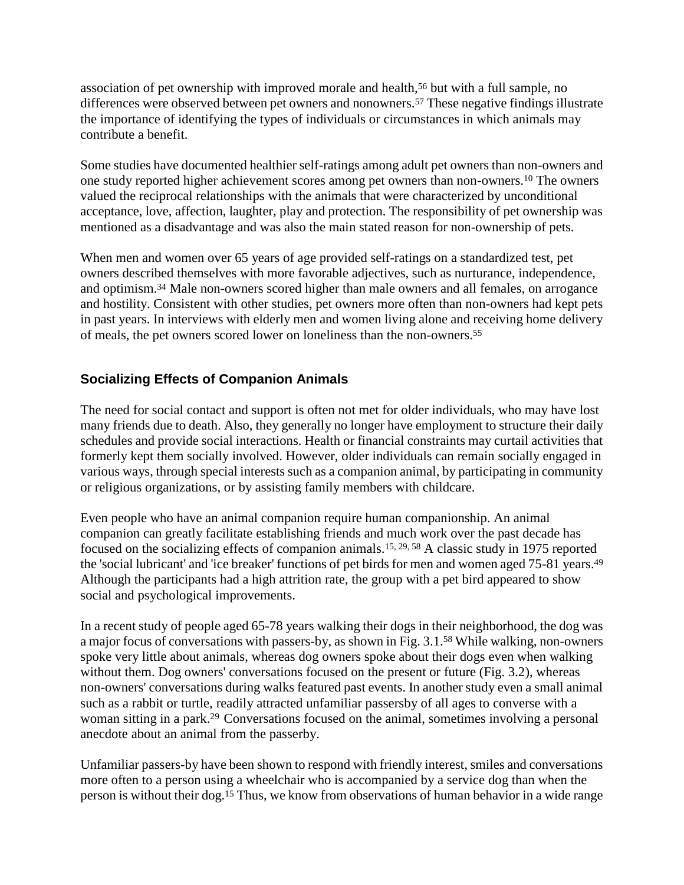association of pet ownership with improved morale and health,[56] but with a full sample, no differences were observed between pet owners and nonowners.[57] These negative findings illustrate the importance of identifying the types of individuals or circumstances in which animals may contribute a benefit.

Some studies have documented healthier self-ratings among adult pet owners than non-owners and one study reported higher achievement scores among pet owners than non-owners.[10] The owners valued the reciprocal relationships with the animals that were characterized by unconditional acceptance, love, affection, laughter, play and protection. The responsibility of pet ownership was mentioned as a disadvantage and was also the main stated reason for non-ownership of pets.

When men and women over 65 years of age provided self-ratings on a standardized test, pet owners described themselves with more favorable adjectives, such as nurturance, independence, and optimism.[34] Male non-owners scored higher than male owners and all females, on arrogance and hostility. Consistent with other studies, pet owners more often than non-owners had kept pets in past years. In interviews with elderly men and women living alone and receiving home delivery of meals, the pet owners scored lower on loneliness than the non-owners.[55]

## Socializing Effects of Companion Animals

The need for social contact and support is often not met for older individuals, who may have lost many friends due to death. Also, they generally no longer have employment to structure their daily schedules and provide social interactions. Health or financial constraints may curtail activities that formerly kept them socially involved. However, older individuals can remain socially engaged in various ways, through special interests such as a companion animal, by participating in community or religious organizations, or by assisting family members with childcare.

Even people who have an animal companion require human companionship. An animal companion can greatly facilitate establishing friends and much work over the past decade has focused on the socializing effects of companion animals.[15, 29, 58] A classic study in 1975 reported the 'social lubricant' and 'ice breaker' functions of pet birds for men and women aged 75-81 years.[49] Although the participants had a high attrition rate, the group with a pet bird appeared to show social and psychological improvements.

In a recent study of people aged 65-78 years walking their dogs in their neighborhood, the dog was a major focus of conversations with passers-by, as shown in Fig. 3.1.[58] While walking, non-owners spoke very little about animals, whereas dog owners spoke about their dogs even when walking without them. Dog owners' conversations focused on the present or future (Fig. 3.2), whereas non-owners' conversations during walks featured past events. In another study even a small animal such as a rabbit or turtle, readily attracted unfamiliar passersby of all ages to converse with a woman sitting in a park.[29] Conversations focused on the animal, sometimes involving a personal anecdote about an animal from the passerby.

Unfamiliar passers-by have been shown to respond with friendly interest, smiles and conversations more often to a person using a wheelchair who is accompanied by a service dog than when the person is without their dog.[15] Thus, we know from observations of human behavior in a wide range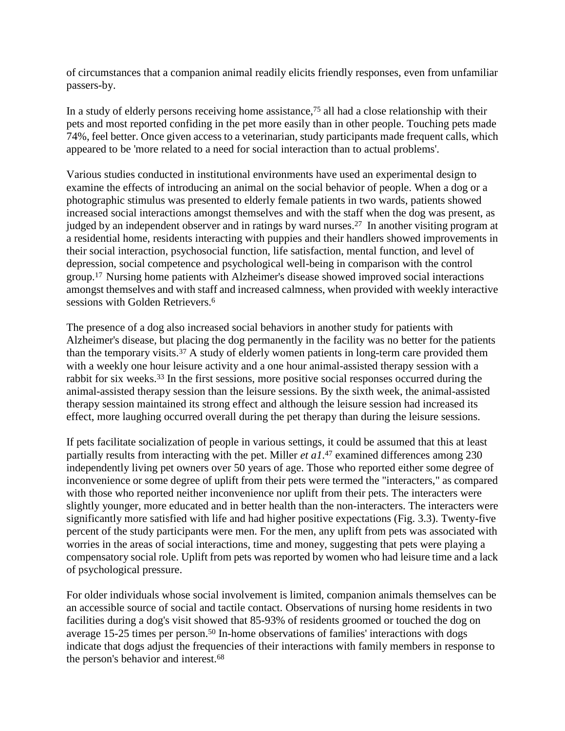of circumstances that a companion animal readily elicits friendly responses, even from unfamiliar passers-by.

In a study of elderly persons receiving home assistance,[75] all had a close relationship with their pets and most reported confiding in the pet more easily than in other people. Touching pets made 74%, feel better. Once given access to a veterinarian, study participants made frequent calls, which appeared to be 'more related to a need for social interaction than to actual problems'.

Various studies conducted in institutional environments have used an experimental design to examine the effects of introducing an animal on the social behavior of people. When a dog or a photographic stimulus was presented to elderly female patients in two wards, patients showed increased social interactions amongst themselves and with the staff when the dog was present, as judged by an independent observer and in ratings by ward nurses.[27] In another visiting program at a residential home, residents interacting with puppies and their handlers showed improvements in their social interaction, psychosocial function, life satisfaction, mental function, and level of depression, social competence and psychological well-being in comparison with the control group.[17] Nursing home patients with Alzheimer's disease showed improved social interactions amongst themselves and with staff and increased calmness, when provided with weekly interactive sessions with Golden Retrievers.[6]

The presence of a dog also increased social behaviors in another study for patients with Alzheimer's disease, but placing the dog permanently in the facility was no better for the patients than the temporary visits.[37] A study of elderly women patients in long-term care provided them with a weekly one hour leisure activity and a one hour animal-assisted therapy session with a rabbit for six weeks.[33] In the first sessions, more positive social responses occurred during the animal-assisted therapy session than the leisure sessions. By the sixth week, the animal-assisted therapy session maintained its strong effect and although the leisure session had increased its effect, more laughing occurred overall during the pet therapy than during the leisure sessions.

If pets facilitate socialization of people in various settings, it could be assumed that this at least partially results from interacting with the pet. Miller *et a1*.[47] examined differences among 230 independently living pet owners over 50 years of age. Those who reported either some degree of inconvenience or some degree of uplift from their pets were termed the "interacters," as compared with those who reported neither inconvenience nor uplift from their pets. The interacters were slightly younger, more educated and in better health than the non-interacters. The interacters were significantly more satisfied with life and had higher positive expectations (Fig. 3.3). Twenty-five percent of the study participants were men. For the men, any uplift from pets was associated with worries in the areas of social interactions, time and money, suggesting that pets were playing a compensatory social role. Uplift from pets was reported by women who had leisure time and a lack of psychological pressure.

For older individuals whose social involvement is limited, companion animals themselves can be an accessible source of social and tactile contact. Observations of nursing home residents in two facilities during a dog's visit showed that 85-93% of residents groomed or touched the dog on average 15-25 times per person.[50] In-home observations of families' interactions with dogs indicate that dogs adjust the frequencies of their interactions with family members in response to the person's behavior and interest.[68]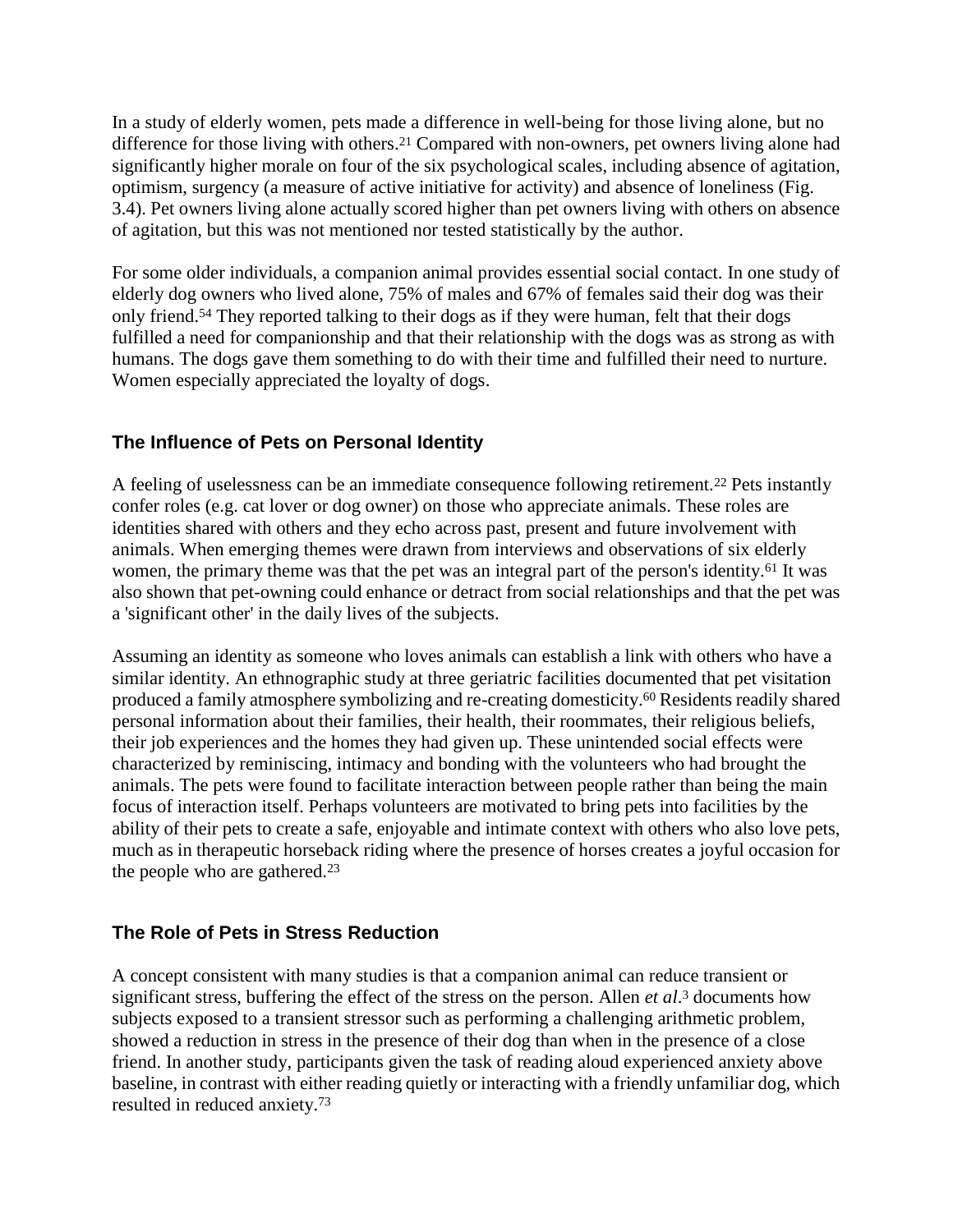In a study of elderly women, pets made a difference in well-being for those living alone, but no difference for those living with others.[21] Compared with non-owners, pet owners living alone had significantly higher morale on four of the six psychological scales, including absence of agitation, optimism, surgency (a measure of active initiative for activity) and absence of loneliness (Fig. 3.4). Pet owners living alone actually scored higher than pet owners living with others on absence of agitation, but this was not mentioned nor tested statistically by the author.

For some older individuals, a companion animal provides essential social contact. In one study of elderly dog owners who lived alone, 75% of males and 67% of females said their dog was their only friend.[54] They reported talking to their dogs as if they were human, felt that their dogs fulfilled a need for companionship and that their relationship with the dogs was as strong as with humans. The dogs gave them something to do with their time and fulfilled their need to nurture. Women especially appreciated the loyalty of dogs.

### The Influence of Pets on Personal Identity

A feeling of uselessness can be an immediate consequence following retirement.[22] Pets instantly confer roles (e.g. cat lover or dog owner) on those who appreciate animals. These roles are identities shared with others and they echo across past, present and future involvement with animals. When emerging themes were drawn from interviews and observations of six elderly women, the primary theme was that the pet was an integral part of the person's identity.[61] It was also shown that pet-owning could enhance or detract from social relationships and that the pet was a 'significant other' in the daily lives of the subjects.

Assuming an identity as someone who loves animals can establish a link with others who have a similar identity. An ethnographic study at three geriatric facilities documented that pet visitation produced a family atmosphere symbolizing and re-creating domesticity.[60] Residents readily shared personal information about their families, their health, their roommates, their religious beliefs, their job experiences and the homes they had given up. These unintended social effects were characterized by reminiscing, intimacy and bonding with the volunteers who had brought the animals. The pets were found to facilitate interaction between people rather than being the main focus of interaction itself. Perhaps volunteers are motivated to bring pets into facilities by the ability of their pets to create a safe, enjoyable and intimate context with others who also love pets, much as in therapeutic horseback riding where the presence of horses creates a joyful occasion for the people who are gathered.[23]

### The Role of Pets in Stress Reduction

A concept consistent with many studies is that a companion animal can reduce transient or significant stress, buffering the effect of the stress on the person. Allen *et al*.[3] documents how subjects exposed to a transient stressor such as performing a challenging arithmetic problem, showed a reduction in stress in the presence of their dog than when in the presence of a close friend. In another study, participants given the task of reading aloud experienced anxiety above baseline, in contrast with either reading quietly or interacting with a friendly unfamiliar dog, which resulted in reduced anxiety.[73]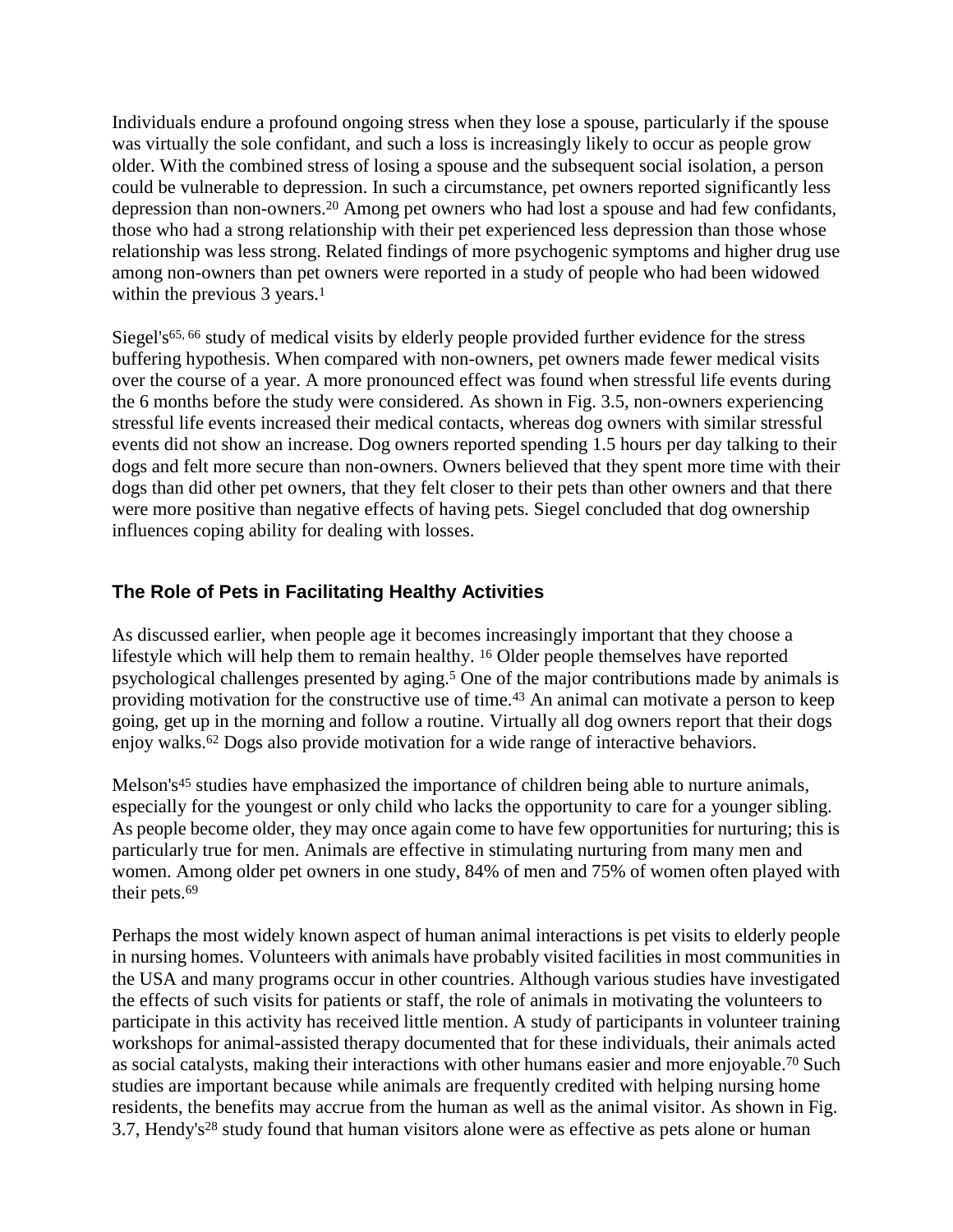Individuals endure a profound ongoing stress when they lose a spouse, particularly if the spouse was virtually the sole confidant, and such a loss is increasingly likely to occur as people grow older. With the combined stress of losing a spouse and the subsequent social isolation, a person could be vulnerable to depression. In such a circumstance, pet owners reported significantly less depression than non-owners.[20] Among pet owners who had lost a spouse and had few confidants, those who had a strong relationship with their pet experienced less depression than those whose relationship was less strong. Related findings of more psychogenic symptoms and higher drug use among non-owners than pet owners were reported in a study of people who had been widowed within the previous 3 years.[1]

Siegel's[65, 66] study of medical visits by elderly people provided further evidence for the stress buffering hypothesis. When compared with non-owners, pet owners made fewer medical visits over the course of a year. A more pronounced effect was found when stressful life events during the 6 months before the study were considered. As shown in Fig. 3.5, non-owners experiencing stressful life events increased their medical contacts, whereas dog owners with similar stressful events did not show an increase. Dog owners reported spending 1.5 hours per day talking to their dogs and felt more secure than non-owners. Owners believed that they spent more time with their dogs than did other pet owners, that they felt closer to their pets than other owners and that there were more positive than negative effects of having pets. Siegel concluded that dog ownership influences coping ability for dealing with losses.

## The Role of Pets in Facilitating Healthy Activities

As discussed earlier, when people age it becomes increasingly important that they choose a lifestyle which will help them to remain healthy. [16] Older people themselves have reported psychological challenges presented by aging.[5] One of the major contributions made by animals is providing motivation for the constructive use of time.[43] An animal can motivate a person to keep going, get up in the morning and follow a routine. Virtually all dog owners report that their dogs enjoy walks.[62] Dogs also provide motivation for a wide range of interactive behaviors.

Melson's[45] studies have emphasized the importance of children being able to nurture animals, especially for the youngest or only child who lacks the opportunity to care for a younger sibling. As people become older, they may once again come to have few opportunities for nurturing; this is particularly true for men. Animals are effective in stimulating nurturing from many men and women. Among older pet owners in one study, 84% of men and 75% of women often played with their pets.[69]

Perhaps the most widely known aspect of human animal interactions is pet visits to elderly people in nursing homes. Volunteers with animals have probably visited facilities in most communities in the USA and many programs occur in other countries. Although various studies have investigated the effects of such visits for patients or staff, the role of animals in motivating the volunteers to participate in this activity has received little mention. A study of participants in volunteer training workshops for animal-assisted therapy documented that for these individuals, their animals acted as social catalysts, making their interactions with other humans easier and more enjoyable.[70] Such studies are important because while animals are frequently credited with helping nursing home residents, the benefits may accrue from the human as well as the animal visitor. As shown in Fig. 3.7, Hendy's[28] study found that human visitors alone were as effective as pets alone or human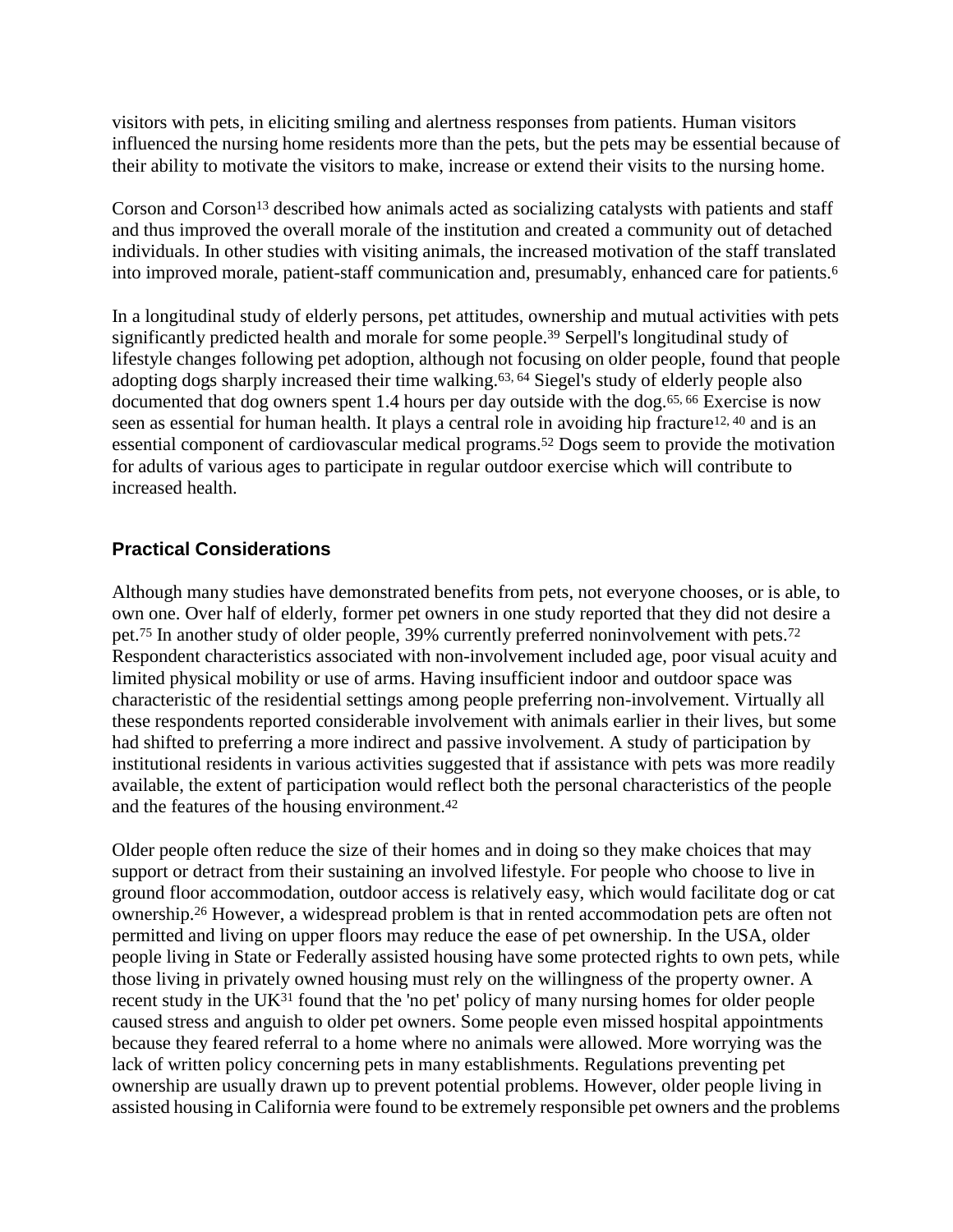visitors with pets, in eliciting smiling and alertness responses from patients. Human visitors influenced the nursing home residents more than the pets, but the pets may be essential because of their ability to motivate the visitors to make, increase or extend their visits to the nursing home.

Corson and Corson[13] described how animals acted as socializing catalysts with patients and staff and thus improved the overall morale of the institution and created a community out of detached individuals. In other studies with visiting animals, the increased motivation of the staff translated into improved morale, patient-staff communication and, presumably, enhanced care for patients.[6]

In a longitudinal study of elderly persons, pet attitudes, ownership and mutual activities with pets significantly predicted health and morale for some people.[39] Serpell's longitudinal study of lifestyle changes following pet adoption, although not focusing on older people, found that people adopting dogs sharply increased their time walking.[63, 64] Siegel's study of elderly people also documented that dog owners spent 1.4 hours per day outside with the dog.[65, 66] Exercise is now seen as essential for human health. It plays a central role in avoiding hip fracture[12, 40] and is an essential component of cardiovascular medical programs.[52] Dogs seem to provide the motivation for adults of various ages to participate in regular outdoor exercise which will contribute to increased health.

## Practical Considerations

Although many studies have demonstrated benefits from pets, not everyone chooses, or is able, to own one. Over half of elderly, former pet owners in one study reported that they did not desire a pet.[75] In another study of older people, 39% currently preferred noninvolvement with pets.[72] Respondent characteristics associated with non-involvement included age, poor visual acuity and limited physical mobility or use of arms. Having insufficient indoor and outdoor space was characteristic of the residential settings among people preferring non-involvement. Virtually all these respondents reported considerable involvement with animals earlier in their lives, but some had shifted to preferring a more indirect and passive involvement. A study of participation by institutional residents in various activities suggested that if assistance with pets was more readily available, the extent of participation would reflect both the personal characteristics of the people and the features of the housing environment.[42]

Older people often reduce the size of their homes and in doing so they make choices that may support or detract from their sustaining an involved lifestyle. For people who choose to live in ground floor accommodation, outdoor access is relatively easy, which would facilitate dog or cat ownership.[26] However, a widespread problem is that in rented accommodation pets are often not permitted and living on upper floors may reduce the ease of pet ownership. In the USA, older people living in State or Federally assisted housing have some protected rights to own pets, while those living in privately owned housing must rely on the willingness of the property owner. A recent study in the UK[31] found that the 'no pet' policy of many nursing homes for older people caused stress and anguish to older pet owners. Some people even missed hospital appointments because they feared referral to a home where no animals were allowed. More worrying was the lack of written policy concerning pets in many establishments. Regulations preventing pet ownership are usually drawn up to prevent potential problems. However, older people living in assisted housing in California were found to be extremely responsible pet owners and the problems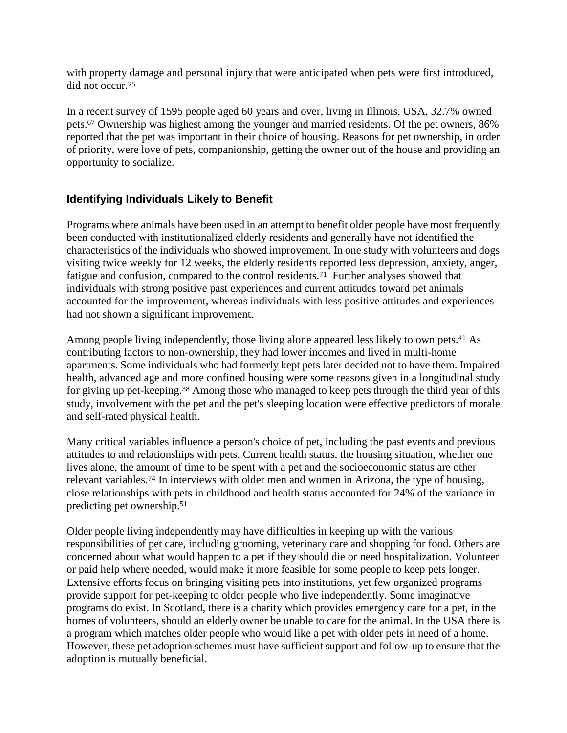with property damage and personal injury that were anticipated when pets were first introduced, did not occur.[25]

In a recent survey of 1595 people aged 60 years and over, living in Illinois, USA, 32.7% owned pets.[67] Ownership was highest among the younger and married residents. Of the pet owners, 86% reported that the pet was important in their choice of housing. Reasons for pet ownership, in order of priority, were love of pets, companionship, getting the owner out of the house and providing an opportunity to socialize.

### Identifying Individuals Likely to Benefit

Programs where animals have been used in an attempt to benefit older people have most frequently been conducted with institutionalized elderly residents and generally have not identified the characteristics of the individuals who showed improvement. In one study with volunteers and dogs visiting twice weekly for 12 weeks, the elderly residents reported less depression, anxiety, anger, fatigue and confusion, compared to the control residents.[71] Further analyses showed that individuals with strong positive past experiences and current attitudes toward pet animals accounted for the improvement, whereas individuals with less positive attitudes and experiences had not shown a significant improvement.

Among people living independently, those living alone appeared less likely to own pets.[41] As contributing factors to non-ownership, they had lower incomes and lived in multi-home apartments. Some individuals who had formerly kept pets later decided not to have them. Impaired health, advanced age and more confined housing were some reasons given in a longitudinal study for giving up pet-keeping.[38] Among those who managed to keep pets through the third year of this study, involvement with the pet and the pet's sleeping location were effective predictors of morale and self-rated physical health.

Many critical variables influence a person's choice of pet, including the past events and previous attitudes to and relationships with pets. Current health status, the housing situation, whether one lives alone, the amount of time to be spent with a pet and the socioeconomic status are other relevant variables.[74] In interviews with older men and women in Arizona, the type of housing, close relationships with pets in childhood and health status accounted for 24% of the variance in predicting pet ownership.[51]

Older people living independently may have difficulties in keeping up with the various responsibilities of pet care, including grooming, veterinary care and shopping for food. Others are concerned about what would happen to a pet if they should die or need hospitalization. Volunteer or paid help where needed, would make it more feasible for some people to keep pets longer. Extensive efforts focus on bringing visiting pets into institutions, yet few organized programs provide support for pet-keeping to older people who live independently. Some imaginative programs do exist. In Scotland, there is a charity which provides emergency care for a pet, in the homes of volunteers, should an elderly owner be unable to care for the animal. In the USA there is a program which matches older people who would like a pet with older pets in need of a home. However, these pet adoption schemes must have sufficient support and follow-up to ensure that the adoption is mutually beneficial.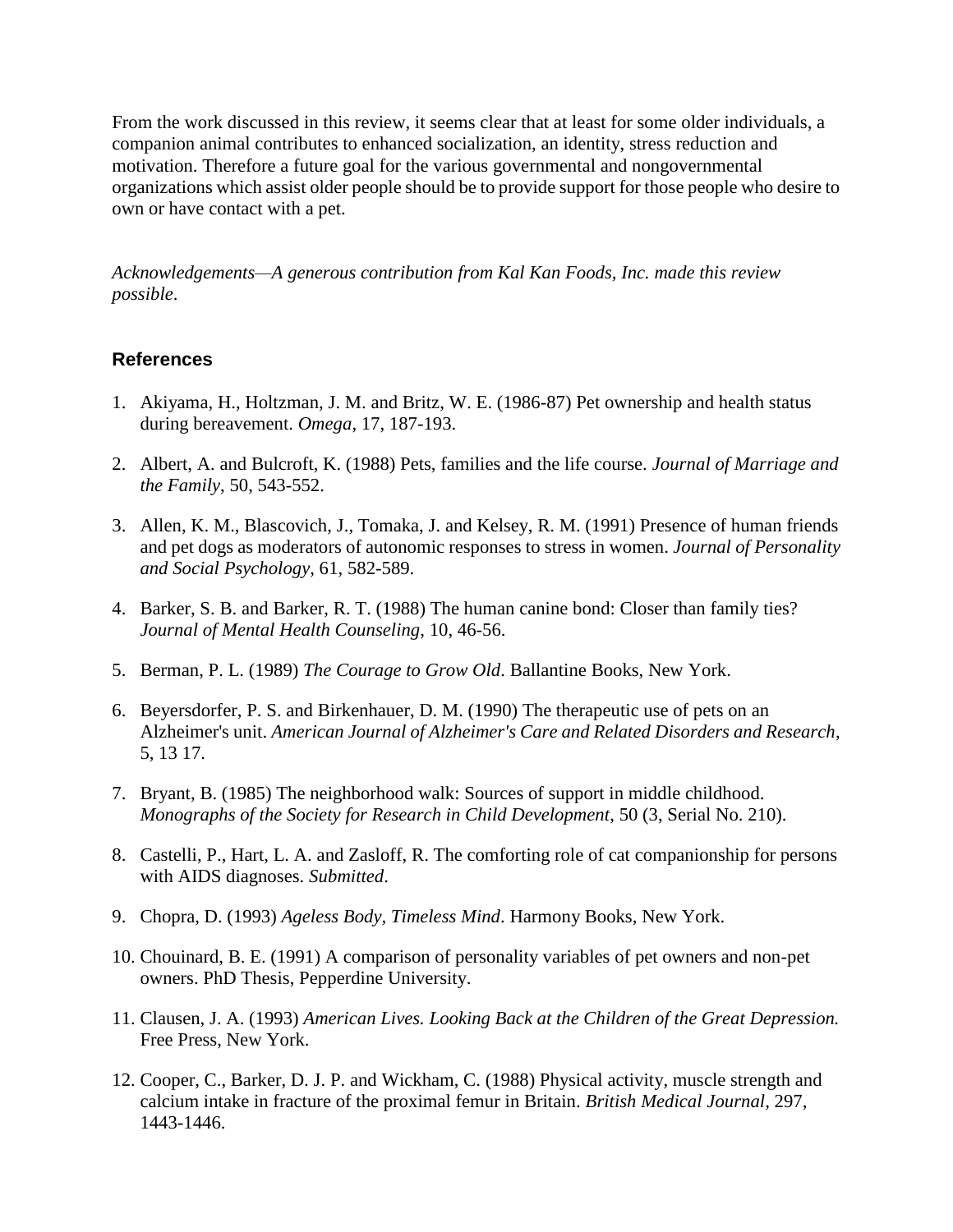From the work discussed in this review, it seems clear that at least for some older individuals, a companion animal contributes to enhanced socialization, an identity, stress reduction and motivation. Therefore a future goal for the various governmental and nongovernmental organizations which assist older people should be to provide support for those people who desire to own or have contact with a pet.

*Acknowledgements—A generous contribution from Kal Kan Foods, Inc. made this review possible*.

## References

1. Akiyama, H., Holtzman, J. M. and Britz, W. E. (1986-87) Pet ownership and health status during bereavement. *Omega*, 17, 187-193.

2. Albert, A. and Bulcroft, K. (1988) Pets, families and the life course. *Journal of Marriage and the Family*, 50, 543-552.

3. Allen, K. M., Blascovich, J., Tomaka, J. and Kelsey, R. M. (1991) Presence of human friends and pet dogs as moderators of autonomic responses to stress in women. *Journal of Personality and Social Psychology*, 61, 582-589.

4. Barker, S. B. and Barker, R. T. (1988) The human canine bond: Closer than family ties? *Journal of Mental Health Counseling*, 10, 46-56.

5. Berman, P. L. (1989) *The Courage to Grow Old*. Ballantine Books, New York.

6. Beyersdorfer, P. S. and Birkenhauer, D. M. (1990) The therapeutic use of pets on an Alzheimer's unit. *American Journal of Alzheimer's Care and Related Disorders and Research*, 5, 13 17.

7. Bryant, B. (1985) The neighborhood walk: Sources of support in middle childhood. *Monographs of the Society for Research in Child Development*, 50 (3, Serial No. 210).

8. Castelli, P., Hart, L. A. and Zasloff, R. The comforting role of cat companionship for persons with AIDS diagnoses. *Submitted*.

9. Chopra, D. (1993) *Ageless Body, Timeless Mind*. Harmony Books, New York.

10. Chouinard, B. E. (1991) A comparison of personality variables of pet owners and non-pet owners. PhD Thesis, Pepperdine University.

11. Clausen, J. A. (1993) *American Lives. Looking Back at the Children of the Great Depression.* Free Press, New York.

12. Cooper, C., Barker, D. J. P. and Wickham, C. (1988) Physical activity, muscle strength and calcium intake in fracture of the proximal femur in Britain. *British Medical Journal*, 297, 1443-1446.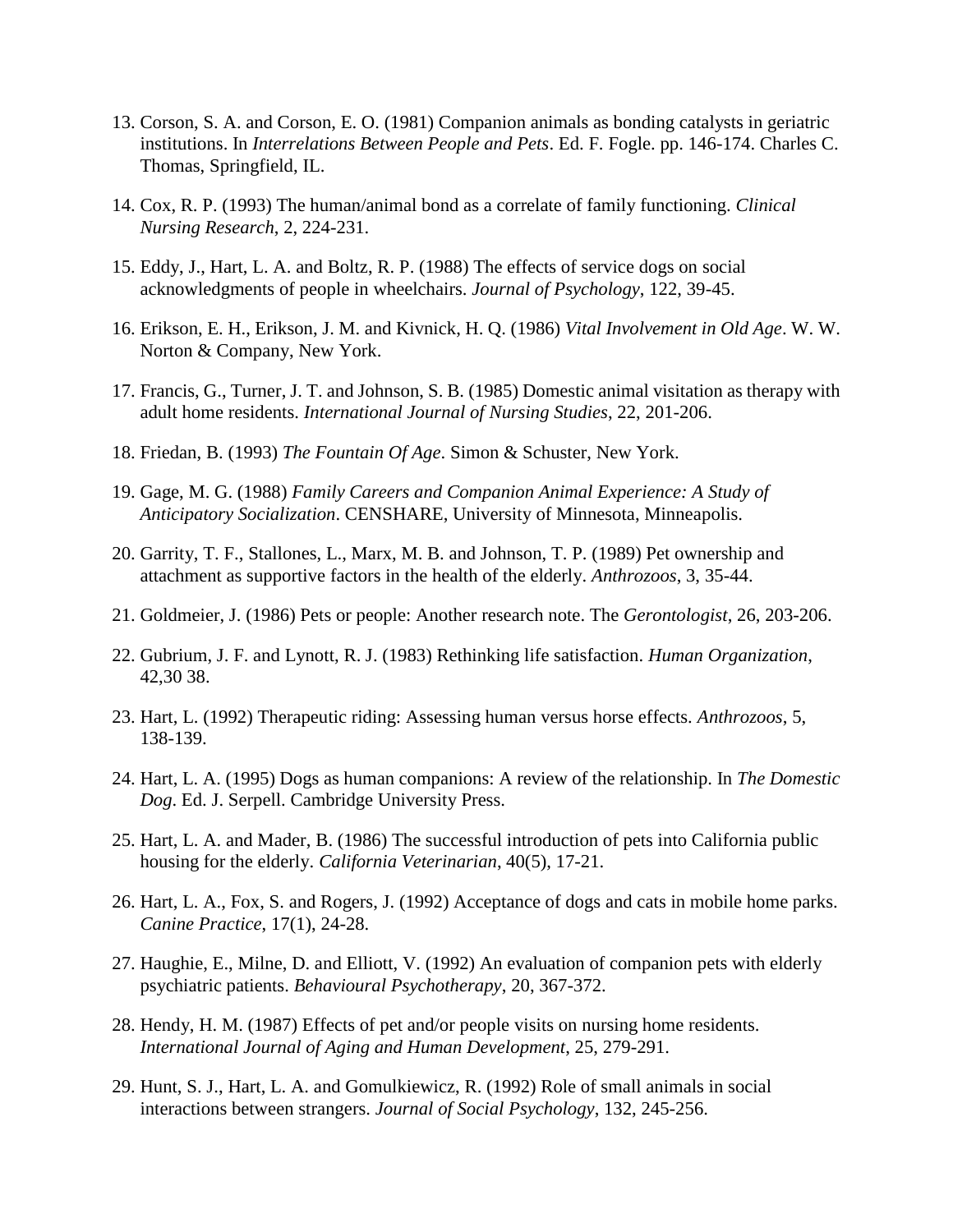13. Corson, S. A. and Corson, E. O. (1981) Companion animals as bonding catalysts in geriatric institutions. In *Interrelations Between People and Pets*. Ed. F. Fogle. pp. 146-174. Charles C. Thomas, Springfield, IL.

14. Cox, R. P. (1993) The human/animal bond as a correlate of family functioning. *Clinical Nursing Research*, 2, 224-231.

15. Eddy, J., Hart, L. A. and Boltz, R. P. (1988) The effects of service dogs on social acknowledgments of people in wheelchairs. *Journal of Psychology*, 122, 39-45.

16. Erikson, E. H., Erikson, J. M. and Kivnick, H. Q. (1986) *Vital Involvement in Old Age*. W. W. Norton & Company, New York.

17. Francis, G., Turner, J. T. and Johnson, S. B. (1985) Domestic animal visitation as therapy with adult home residents. *International Journal of Nursing Studies*, 22, 201-206.

18. Friedan, B. (1993) *The Fountain Of Age*. Simon & Schuster, New York.

19. Gage, M. G. (1988) *Family Careers and Companion Animal Experience: A Study of Anticipatory Socialization*. CENSHARE, University of Minnesota, Minneapolis.

20. Garrity, T. F., Stallones, L., Marx, M. B. and Johnson, T. P. (1989) Pet ownership and attachment as supportive factors in the health of the elderly. *Anthrozoos*, 3, 35-44.

21. Goldmeier, J. (1986) Pets or people: Another research note. The *Gerontologist*, 26, 203-206.

22. Gubrium, J. F. and Lynott, R. J. (1983) Rethinking life satisfaction. *Human Organization*, 42,30 38.

23. Hart, L. (1992) Therapeutic riding: Assessing human versus horse effects. *Anthrozoos*, 5, 138-139.

24. Hart, L. A. (1995) Dogs as human companions: A review of the relationship. In *The Domestic Dog*. Ed. J. Serpell. Cambridge University Press.

25. Hart, L. A. and Mader, B. (1986) The successful introduction of pets into California public housing for the elderly. *California Veterinarian*, 40(5), 17-21.

26. Hart, L. A., Fox, S. and Rogers, J. (1992) Acceptance of dogs and cats in mobile home parks. *Canine Practice*, 17(1), 24-28.

27. Haughie, E., Milne, D. and Elliott, V. (1992) An evaluation of companion pets with elderly psychiatric patients. *Behavioural Psychotherapy*, 20, 367-372.

28. Hendy, H. M. (1987) Effects of pet and/or people visits on nursing home residents. *International Journal of Aging and Human Development*, 25, 279-291.

29. Hunt, S. J., Hart, L. A. and Gomulkiewicz, R. (1992) Role of small animals in social interactions between strangers. *Journal of Social Psychology*, 132, 245-256.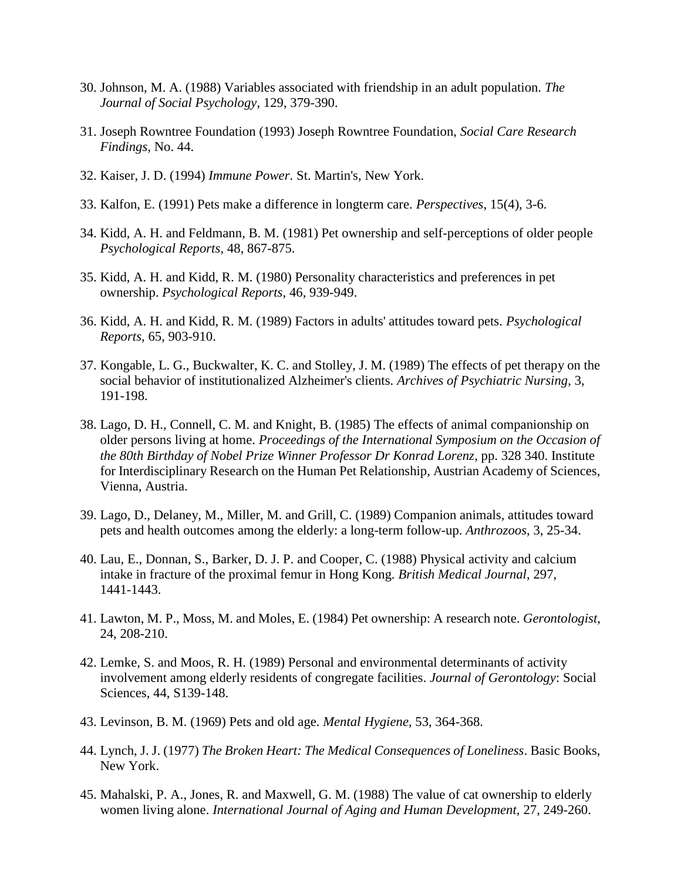30. Johnson, M. A. (1988) Variables associated with friendship in an adult population. *The Journal of Social Psychology*, 129, 379-390.

31. Joseph Rowntree Foundation (1993) Joseph Rowntree Foundation, *Social Care Research Findings*, No. 44.

32. Kaiser, J. D. (1994) *Immune Power*. St. Martin's, New York.

33. Kalfon, E. (1991) Pets make a difference in longterm care. *Perspectives*, 15(4), 3-6.

34. Kidd, A. H. and Feldmann, B. M. (1981) Pet ownership and self-perceptions of older people *Psychological Reports*, 48, 867-875.

35. Kidd, A. H. and Kidd, R. M. (1980) Personality characteristics and preferences in pet ownership. *Psychological Reports*, 46, 939-949.

36. Kidd, A. H. and Kidd, R. M. (1989) Factors in adults' attitudes toward pets. *Psychological Reports*, 65, 903-910.

37. Kongable, L. G., Buckwalter, K. C. and Stolley, J. M. (1989) The effects of pet therapy on the social behavior of institutionalized Alzheimer's clients. *Archives of Psychiatric Nursing*, 3, 191-198.

38. Lago, D. H., Connell, C. M. and Knight, B. (1985) The effects of animal companionship on older persons living at home. *Proceedings of the International Symposium on the Occasion of the 80th Birthday of Nobel Prize Winner Professor Dr Konrad Lorenz*, pp. 328 340. Institute for Interdisciplinary Research on the Human Pet Relationship, Austrian Academy of Sciences, Vienna, Austria.

39. Lago, D., Delaney, M., Miller, M. and Grill, C. (1989) Companion animals, attitudes toward pets and health outcomes among the elderly: a long-term follow-up. *Anthrozoos*, 3, 25-34.

40. Lau, E., Donnan, S., Barker, D. J. P. and Cooper, C. (1988) Physical activity and calcium intake in fracture of the proximal femur in Hong Kong. *British Medical Journal*, 297, 1441-1443.

41. Lawton, M. P., Moss, M. and Moles, E. (1984) Pet ownership: A research note. *Gerontologist*, 24, 208-210.

42. Lemke, S. and Moos, R. H. (1989) Personal and environmental determinants of activity involvement among elderly residents of congregate facilities. *Journal of Gerontology*: Social Sciences, 44, S139-148.

43. Levinson, B. M. (1969) Pets and old age. *Mental Hygiene*, 53, 364-368.

44. Lynch, J. J. (1977) *The Broken Heart: The Medical Consequences of Loneliness*. Basic Books, New York.

45. Mahalski, P. A., Jones, R. and Maxwell, G. M. (1988) The value of cat ownership to elderly women living alone. *International Journal of Aging and Human Development*, 27, 249-260.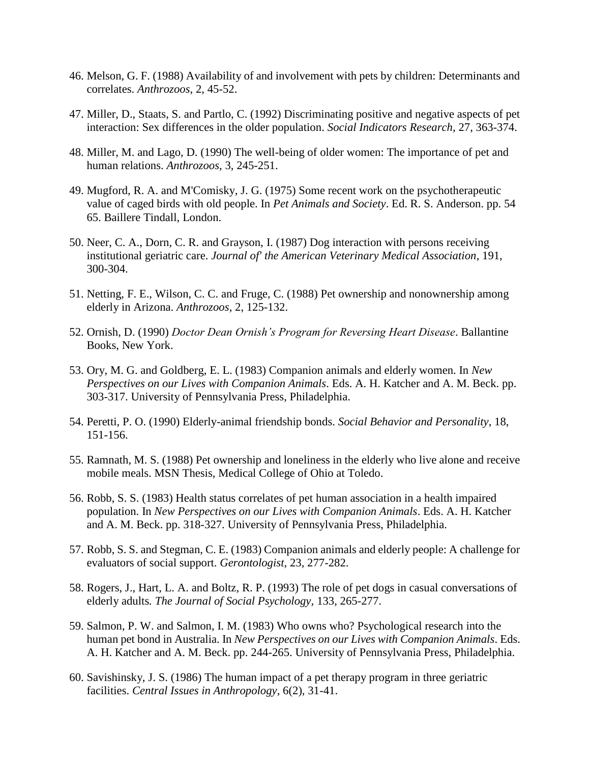46. Melson, G. F. (1988) Availability of and involvement with pets by children: Determinants and correlates. *Anthrozoos*, 2, 45-52.

47. Miller, D., Staats, S. and Partlo, C. (1992) Discriminating positive and negative aspects of pet interaction: Sex differences in the older population. *Social Indicators Research*, 27, 363-374.

48. Miller, M. and Lago, D. (1990) The well-being of older women: The importance of pet and human relations. *Anthrozoos*, 3, 245-251.

49. Mugford, R. A. and M'Comisky, J. G. (1975) Some recent work on the psychotherapeutic value of caged birds with old people. In *Pet Animals and Society*. Ed. R. S. Anderson. pp. 54 65. Baillere Tindall, London.

50. Neer, C. A., Dorn, C. R. and Grayson, I. (1987) Dog interaction with persons receiving institutional geriatric care. *Journal of' the American Veterinary Medical Association*, 191, 300-304.

51. Netting, F. E., Wilson, C. C. and Fruge, C. (1988) Pet ownership and nonownership among elderly in Arizona. *Anthrozoos*, 2, 125-132.

52. Ornish, D. (1990) *Doctor Dean Ornish's Program for Reversing Heart Disease*. Ballantine Books, New York.

53. Ory, M. G. and Goldberg, E. L. (1983) Companion animals and elderly women. In *New Perspectives on our Lives with Companion Animals*. Eds. A. H. Katcher and A. M. Beck. pp. 303-317. University of Pennsylvania Press, Philadelphia.

54. Peretti, P. O. (1990) Elderly-animal friendship bonds. *Social Behavior and Personality*, 18, 151-156.

55. Ramnath, M. S. (1988) Pet ownership and loneliness in the elderly who live alone and receive mobile meals. MSN Thesis, Medical College of Ohio at Toledo.

56. Robb, S. S. (1983) Health status correlates of pet human association in a health impaired population. In *New Perspectives on our Lives with Companion Animals*. Eds. A. H. Katcher and A. M. Beck. pp. 318-327. University of Pennsylvania Press, Philadelphia.

57. Robb, S. S. and Stegman, C. E. (1983) Companion animals and elderly people: A challenge for evaluators of social support. *Gerontologist*, 23, 277-282.

58. Rogers, J., Hart, L. A. and Boltz, R. P. (1993) The role of pet dogs in casual conversations of elderly adults. *The Journal of Social Psychology*, 133, 265-277.

59. Salmon, P. W. and Salmon, I. M. (1983) Who owns who? Psychological research into the human pet bond in Australia. In *New Perspectives on our Lives with Companion Animals*. Eds. A. H. Katcher and A. M. Beck. pp. 244-265. University of Pennsylvania Press, Philadelphia.

60. Savishinsky, J. S. (1986) The human impact of a pet therapy program in three geriatric facilities. *Central Issues in Anthropology*, 6(2), 31-41.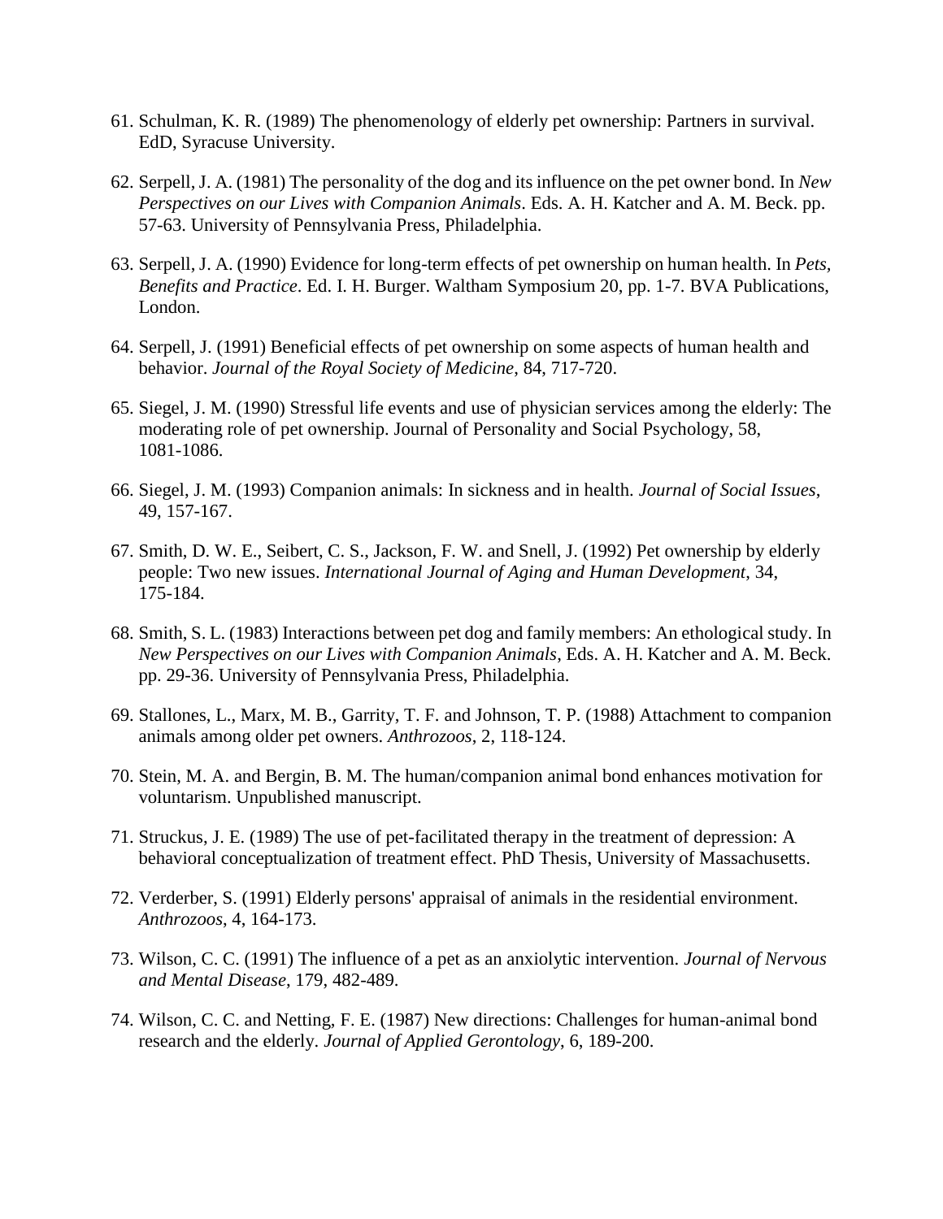61. Schulman, K. R. (1989) The phenomenology of elderly pet ownership: Partners in survival. EdD, Syracuse University.

62. Serpell, J. A. (1981) The personality of the dog and its influence on the pet owner bond. In *New Perspectives on our Lives with Companion Animals*. Eds. A. H. Katcher and A. M. Beck. pp. 57-63. University of Pennsylvania Press, Philadelphia.

63. Serpell, J. A. (1990) Evidence for long-term effects of pet ownership on human health. In *Pets, Benefits and Practice*. Ed. I. H. Burger. Waltham Symposium 20, pp. 1-7. BVA Publications, London.

64. Serpell, J. (1991) Beneficial effects of pet ownership on some aspects of human health and behavior. *Journal of the Royal Society of Medicine*, 84, 717-720.

65. Siegel, J. M. (1990) Stressful life events and use of physician services among the elderly: The moderating role of pet ownership. Journal of Personality and Social Psychology, 58, 1081-1086.

66. Siegel, J. M. (1993) Companion animals: In sickness and in health. *Journal of Social Issues*, 49, 157-167.

67. Smith, D. W. E., Seibert, C. S., Jackson, F. W. and Snell, J. (1992) Pet ownership by elderly people: Two new issues. *International Journal of Aging and Human Development*, 34, 175-184.

68. Smith, S. L. (1983) Interactions between pet dog and family members: An ethological study. In *New Perspectives on our Lives with Companion Animals*, Eds. A. H. Katcher and A. M. Beck. pp. 29-36. University of Pennsylvania Press, Philadelphia.

69. Stallones, L., Marx, M. B., Garrity, T. F. and Johnson, T. P. (1988) Attachment to companion animals among older pet owners. *Anthrozoos*, 2, 118-124.

70. Stein, M. A. and Bergin, B. M. The human/companion animal bond enhances motivation for voluntarism. Unpublished manuscript.

71. Struckus, J. E. (1989) The use of pet-facilitated therapy in the treatment of depression: A behavioral conceptualization of treatment effect. PhD Thesis, University of Massachusetts.

72. Verderber, S. (1991) Elderly persons' appraisal of animals in the residential environment. *Anthrozoos*, 4, 164-173.

73. Wilson, C. C. (1991) The influence of a pet as an anxiolytic intervention. *Journal of Nervous and Mental Disease*, 179, 482-489.

74. Wilson, C. C. and Netting, F. E. (1987) New directions: Challenges for human-animal bond research and the elderly. *Journal of Applied Gerontology*, 6, 189-200.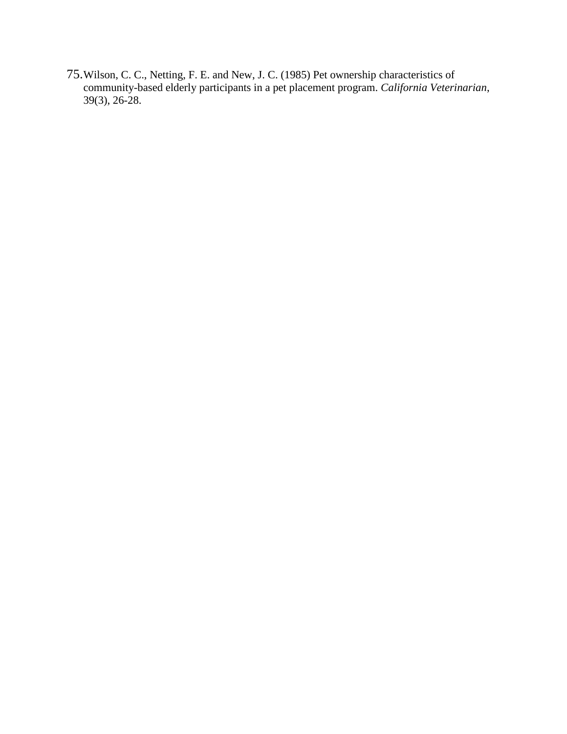75. Wilson, C. C., Netting, F. E. and New, J. C. (1985) Pet ownership characteristics of community-based elderly participants in a pet placement program. *California Veterinarian*, 39(3), 26-28.